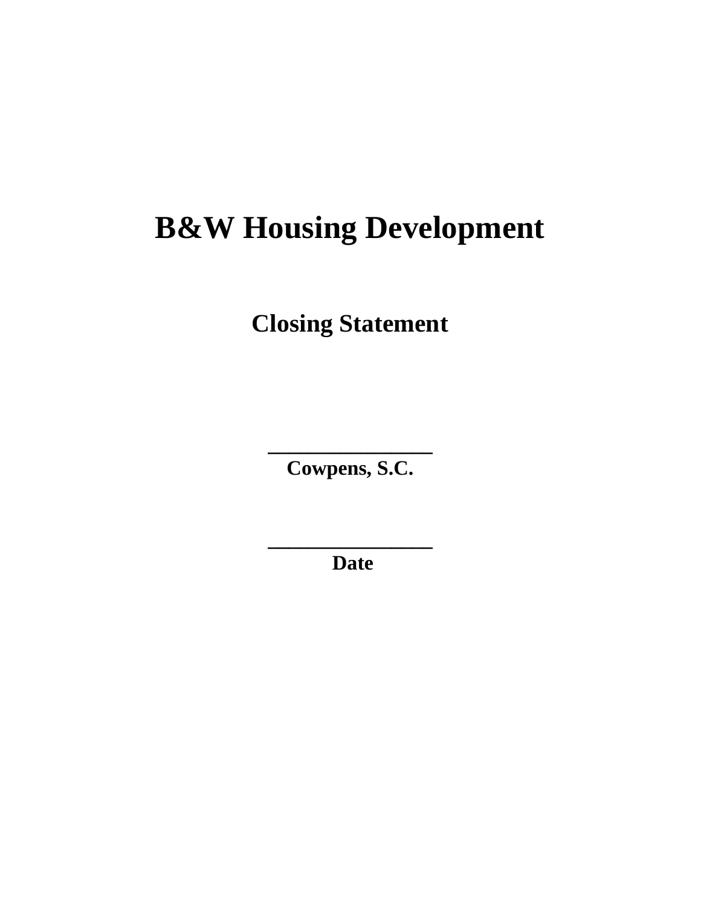# B&W Housing Development

## Closing Statement

\_\_\_\_\_\_\_\_\_\_\_\_\_\_\_\_\_\_\_\_

**Cowpens, S.C.**

\_\_\_\_\_\_\_\_\_\_\_\_\_\_\_\_\_\_\_\_

**Date**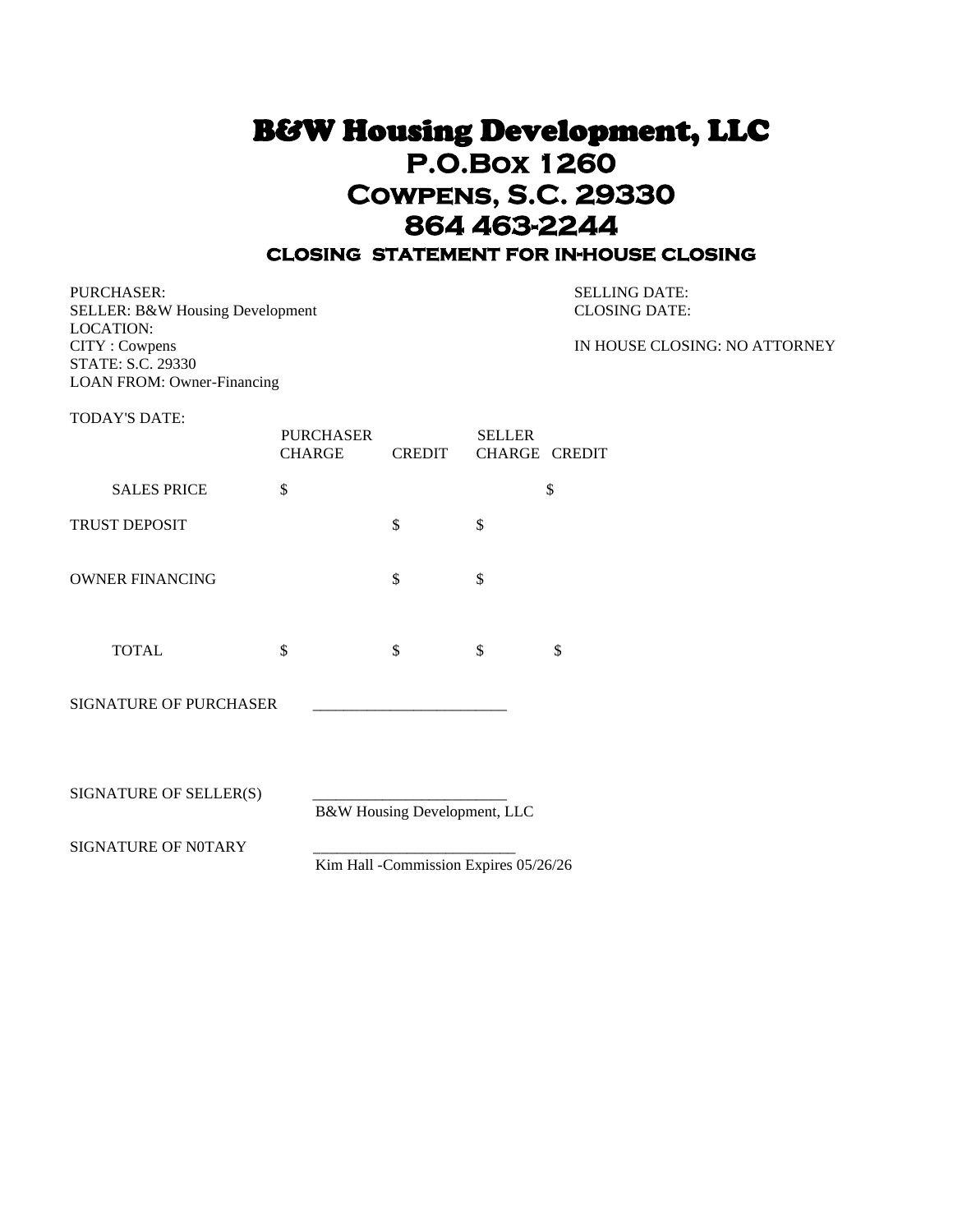# B&W Housing Development, LLC

## P.O.Box 1260

## Cowpens, S.C. 29330

## 864 463-2244

### CLOSING STATEMENT FOR IN-HOUSE CLOSING

PURCHASER:
SELLER: B&W Housing Development
LOCATION:
CITY : Cowpens
STATE: S.C. 29330
LOAN FROM: Owner-Financing

SELLING DATE:
CLOSING DATE:

IN HOUSE CLOSING: NO ATTORNEY

TODAY'S DATE:

| | PURCHASER CHARGE | PURCHASER CREDIT | SELLER CHARGE | SELLER CREDIT |
|---|---|---|---|---|
| SALES PRICE | $ | | | $ |
| TRUST DEPOSIT | | $ | $ | |
| OWNER FINANCING | | $ | $ | |
| TOTAL | $ | $ | $ | $ |

SIGNATURE OF PURCHASER _________________________

SIGNATURE OF SELLER(S) _________________________
B&W Housing Development, LLC

SIGNATURE OF N0TARY __________________________
Kim Hall -Commission Expires 05/26/26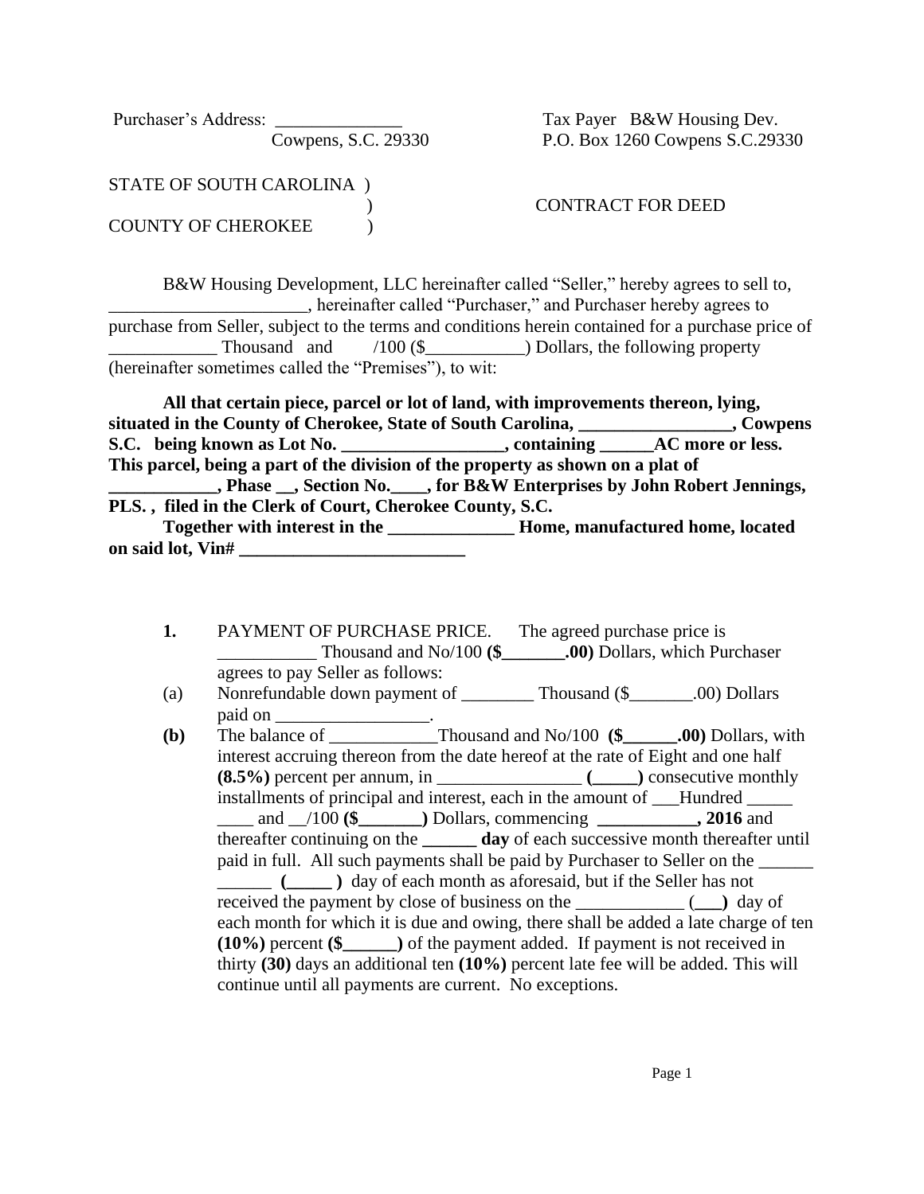Purchaser's Address: ______________ Cowpens, S.C. 29330

Tax Payer B&W Housing Dev. P.O. Box 1260 Cowpens S.C.29330

STATE OF SOUTH CAROLINA )
)
COUNTY OF CHEROKEE )

CONTRACT FOR DEED

B&W Housing Development, LLC hereinafter called "Seller," hereby agrees to sell to, ______________________, hereinafter called "Purchaser," and Purchaser hereby agrees to purchase from Seller, subject to the terms and conditions herein contained for a purchase price of ____________ Thousand and /100 ($___________) Dollars, the following property (hereinafter sometimes called the "Premises"), to wit:

**All that certain piece, parcel or lot of land, with improvements thereon, lying, situated in the County of Cherokee, State of South Carolina, _________________, Cowpens S.C. being known as Lot No. __________________, containing ______AC more or less. This parcel, being a part of the division of the property as shown on a plat of ____________, Phase __, Section No.____, for B&W Enterprises by John Robert Jennings, PLS. , filed in the Clerk of Court, Cherokee County, S.C.**

**Together with interest in the ______________ Home, manufactured home, located on said lot, Vin# __________________________**

**1.** PAYMENT OF PURCHASE PRICE. The agreed purchase price is ___________ Thousand and No/100 **($_______.00)** Dollars, which Purchaser agrees to pay Seller as follows:

(a) Nonrefundable down payment of ________ Thousand ($_______.00) Dollars paid on _________________.

**(b)** The balance of ____________Thousand and No/100 **($______.00)** Dollars, with interest accruing thereon from the date hereof at the rate of Eight and one half **(8.5%)** percent per annum, in ________________ **(_____)** consecutive monthly installments of principal and interest, each in the amount of ___Hundred _____ ____ and __/100 **($_______)** Dollars, commencing **___________, 2016** and thereafter continuing on the **______ day** of each successive month thereafter until paid in full. All such payments shall be paid by Purchaser to Seller on the ______ ______ **(_____ )** day of each month as aforesaid, but if the Seller has not received the payment by close of business on the ____________ (**___)** day of each month for which it is due and owing, there shall be added a late charge of ten **(10%)** percent **($______)** of the payment added. If payment is not received in thirty **(30)** days an additional ten **(10%)** percent late fee will be added. This will continue until all payments are current. No exceptions.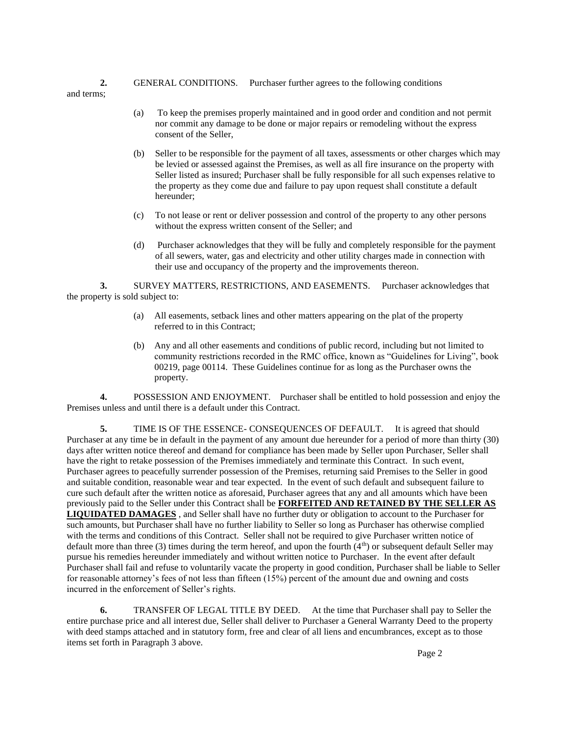**2.** GENERAL CONDITIONS. Purchaser further agrees to the following conditions and terms;

(a) To keep the premises properly maintained and in good order and condition and not permit nor commit any damage to be done or major repairs or remodeling without the express consent of the Seller,

(b) Seller to be responsible for the payment of all taxes, assessments or other charges which may be levied or assessed against the Premises, as well as all fire insurance on the property with Seller listed as insured; Purchaser shall be fully responsible for all such expenses relative to the property as they come due and failure to pay upon request shall constitute a default hereunder;

(c) To not lease or rent or deliver possession and control of the property to any other persons without the express written consent of the Seller; and

(d) Purchaser acknowledges that they will be fully and completely responsible for the payment of all sewers, water, gas and electricity and other utility charges made in connection with their use and occupancy of the property and the improvements thereon.

**3.** SURVEY MATTERS, RESTRICTIONS, AND EASEMENTS. Purchaser acknowledges that the property is sold subject to:

(a) All easements, setback lines and other matters appearing on the plat of the property referred to in this Contract;

(b) Any and all other easements and conditions of public record, including but not limited to community restrictions recorded in the RMC office, known as "Guidelines for Living", book 00219, page 00114. These Guidelines continue for as long as the Purchaser owns the property.

**4.** POSSESSION AND ENJOYMENT. Purchaser shall be entitled to hold possession and enjoy the Premises unless and until there is a default under this Contract.

**5.** TIME IS OF THE ESSENCE- CONSEQUENCES OF DEFAULT. It is agreed that should Purchaser at any time be in default in the payment of any amount due hereunder for a period of more than thirty (30) days after written notice thereof and demand for compliance has been made by Seller upon Purchaser, Seller shall have the right to retake possession of the Premises immediately and terminate this Contract. In such event, Purchaser agrees to peacefully surrender possession of the Premises, returning said Premises to the Seller in good and suitable condition, reasonable wear and tear expected. In the event of such default and subsequent failure to cure such default after the written notice as aforesaid, Purchaser agrees that any and all amounts which have been previously paid to the Seller under this Contract shall be **FORFEITED AND RETAINED BY THE SELLER AS LIQUIDATED DAMAGES** , and Seller shall have no further duty or obligation to account to the Purchaser for such amounts, but Purchaser shall have no further liability to Seller so long as Purchaser has otherwise complied with the terms and conditions of this Contract. Seller shall not be required to give Purchaser written notice of default more than three (3) times during the term hereof, and upon the fourth ($4^{th}$) or subsequent default Seller may pursue his remedies hereunder immediately and without written notice to Purchaser. In the event after default Purchaser shall fail and refuse to voluntarily vacate the property in good condition, Purchaser shall be liable to Seller for reasonable attorney's fees of not less than fifteen (15%) percent of the amount due and owning and costs incurred in the enforcement of Seller's rights.

**6.** TRANSFER OF LEGAL TITLE BY DEED. At the time that Purchaser shall pay to Seller the entire purchase price and all interest due, Seller shall deliver to Purchaser a General Warranty Deed to the property with deed stamps attached and in statutory form, free and clear of all liens and encumbrances, except as to those items set forth in Paragraph 3 above.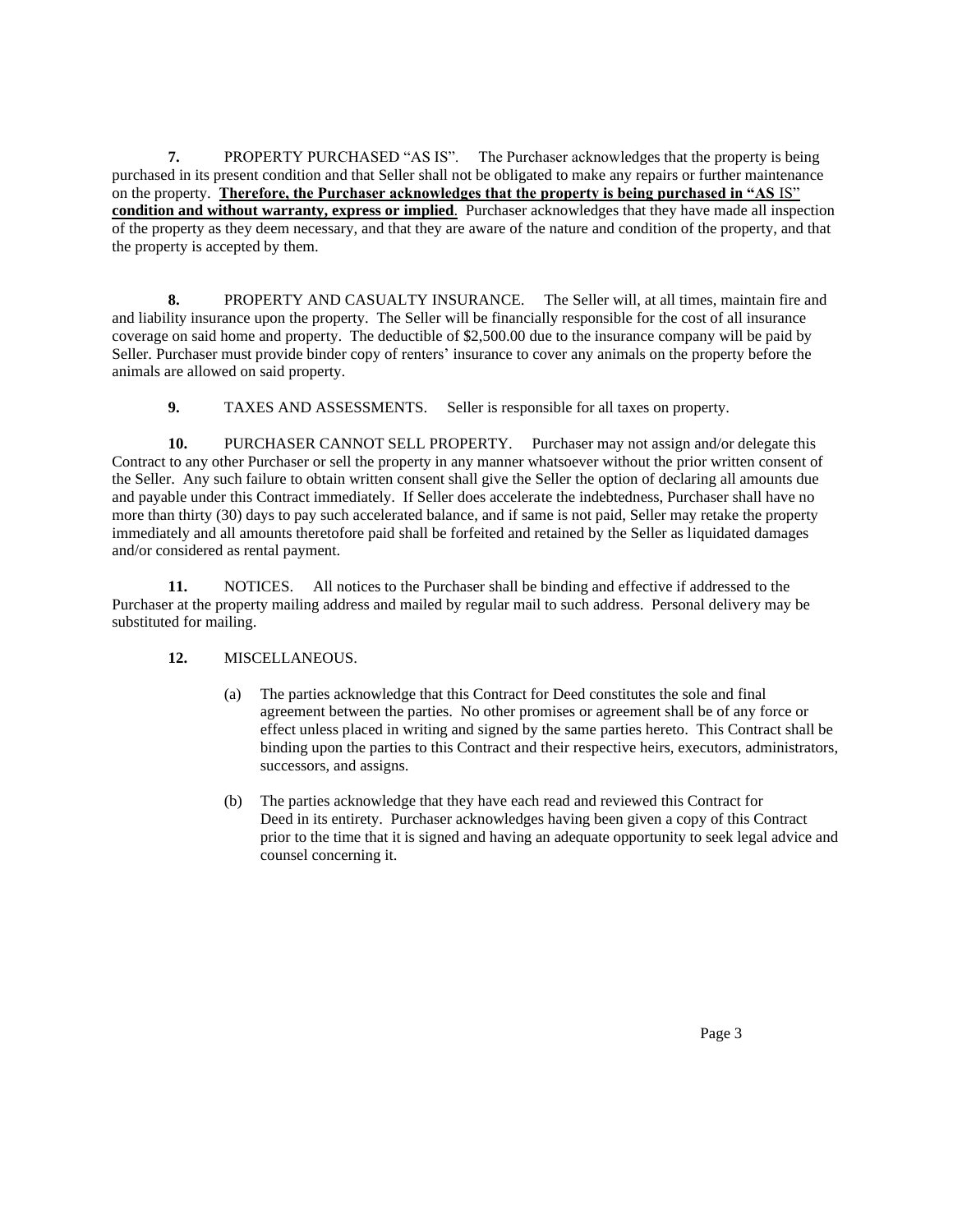**7.** PROPERTY PURCHASED "AS IS". The Purchaser acknowledges that the property is being purchased in its present condition and that Seller shall not be obligated to make any repairs or further maintenance on the property. **Therefore, the Purchaser acknowledges that the property is being purchased in "AS IS" condition and without warranty, express or implied**. Purchaser acknowledges that they have made all inspection of the property as they deem necessary, and that they are aware of the nature and condition of the property, and that the property is accepted by them.

**8.** PROPERTY AND CASUALTY INSURANCE. The Seller will, at all times, maintain fire and and liability insurance upon the property. The Seller will be financially responsible for the cost of all insurance coverage on said home and property. The deductible of $2,500.00 due to the insurance company will be paid by Seller. Purchaser must provide binder copy of renters' insurance to cover any animals on the property before the animals are allowed on said property.

**9.** TAXES AND ASSESSMENTS. Seller is responsible for all taxes on property.

**10.** PURCHASER CANNOT SELL PROPERTY. Purchaser may not assign and/or delegate this Contract to any other Purchaser or sell the property in any manner whatsoever without the prior written consent of the Seller. Any such failure to obtain written consent shall give the Seller the option of declaring all amounts due and payable under this Contract immediately. If Seller does accelerate the indebtedness, Purchaser shall have no more than thirty (30) days to pay such accelerated balance, and if same is not paid, Seller may retake the property immediately and all amounts theretofore paid shall be forfeited and retained by the Seller as liquidated damages and/or considered as rental payment.

**11.** NOTICES. All notices to the Purchaser shall be binding and effective if addressed to the Purchaser at the property mailing address and mailed by regular mail to such address. Personal delivery may be substituted for mailing.

**12.** MISCELLANEOUS.

(a) The parties acknowledge that this Contract for Deed constitutes the sole and final agreement between the parties. No other promises or agreement shall be of any force or effect unless placed in writing and signed by the same parties hereto. This Contract shall be binding upon the parties to this Contract and their respective heirs, executors, administrators, successors, and assigns.

(b) The parties acknowledge that they have each read and reviewed this Contract for Deed in its entirety. Purchaser acknowledges having been given a copy of this Contract prior to the time that it is signed and having an adequate opportunity to seek legal advice and counsel concerning it.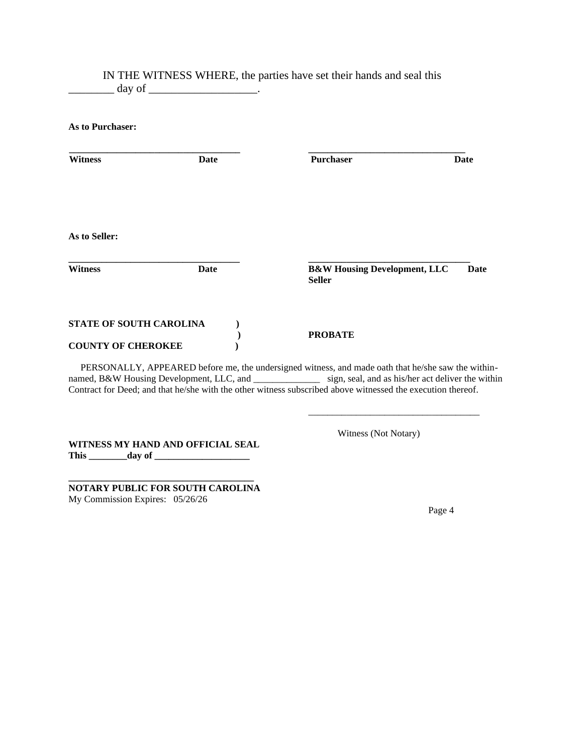IN THE WITNESS WHERE, the parties have set their hands and seal this ________ day of ___________________.

**As to Purchaser:**

| ___________________________________ | | ________________________________ | |
|---|---|---|---|
| **Witness** | **Date** | **Purchaser** | **Date** |

**As to Seller:**

| ___________________________________ | | _________________________________ | |
|---|---|---|---|
| **Witness** | **Date** | **B&W Housing Development, LLC Seller** | **Date** |

**STATE OF SOUTH CAROLINA** )
)
**COUNTY OF CHEROKEE** )

**PROBATE**

PERSONALLY, APPEARED before me, the undersigned witness, and made oath that he/she saw the within-named, B&W Housing Development, LLC, and ______________ sign, seal, and as his/her act deliver the within Contract for Deed; and that he/she with the other witness subscribed above witnessed the execution thereof.

___________________________________

Witness (Not Notary)

**WITNESS MY HAND AND OFFICIAL SEAL**
**This ________day of ____________________**

**______________________________________**
**NOTARY PUBLIC FOR SOUTH CAROLINA**
My Commission Expires: 05/26/26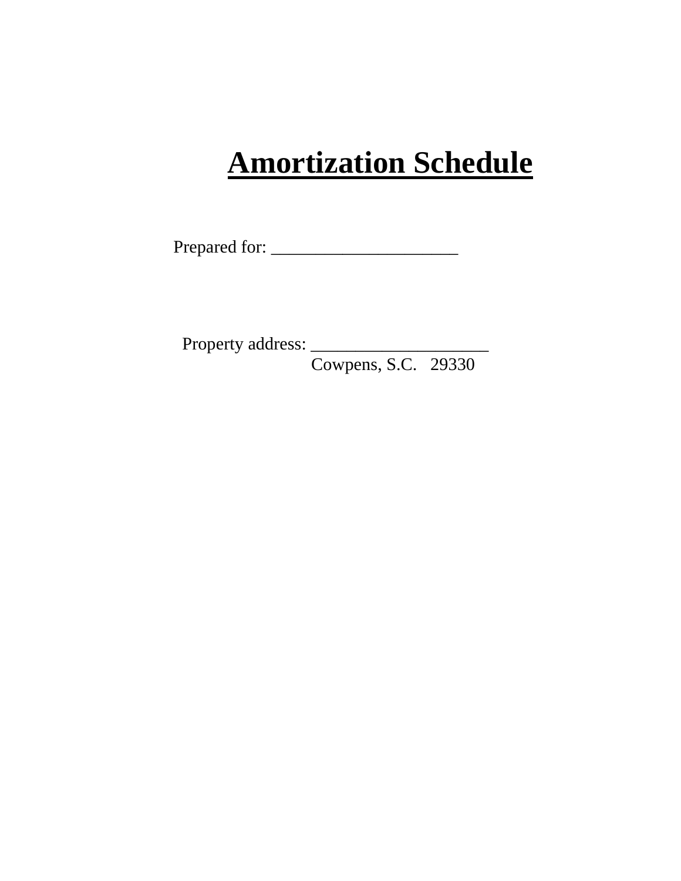# Amortization Schedule

Prepared for: _____________________

Property address: ____________________
Cowpens, S.C.   29330